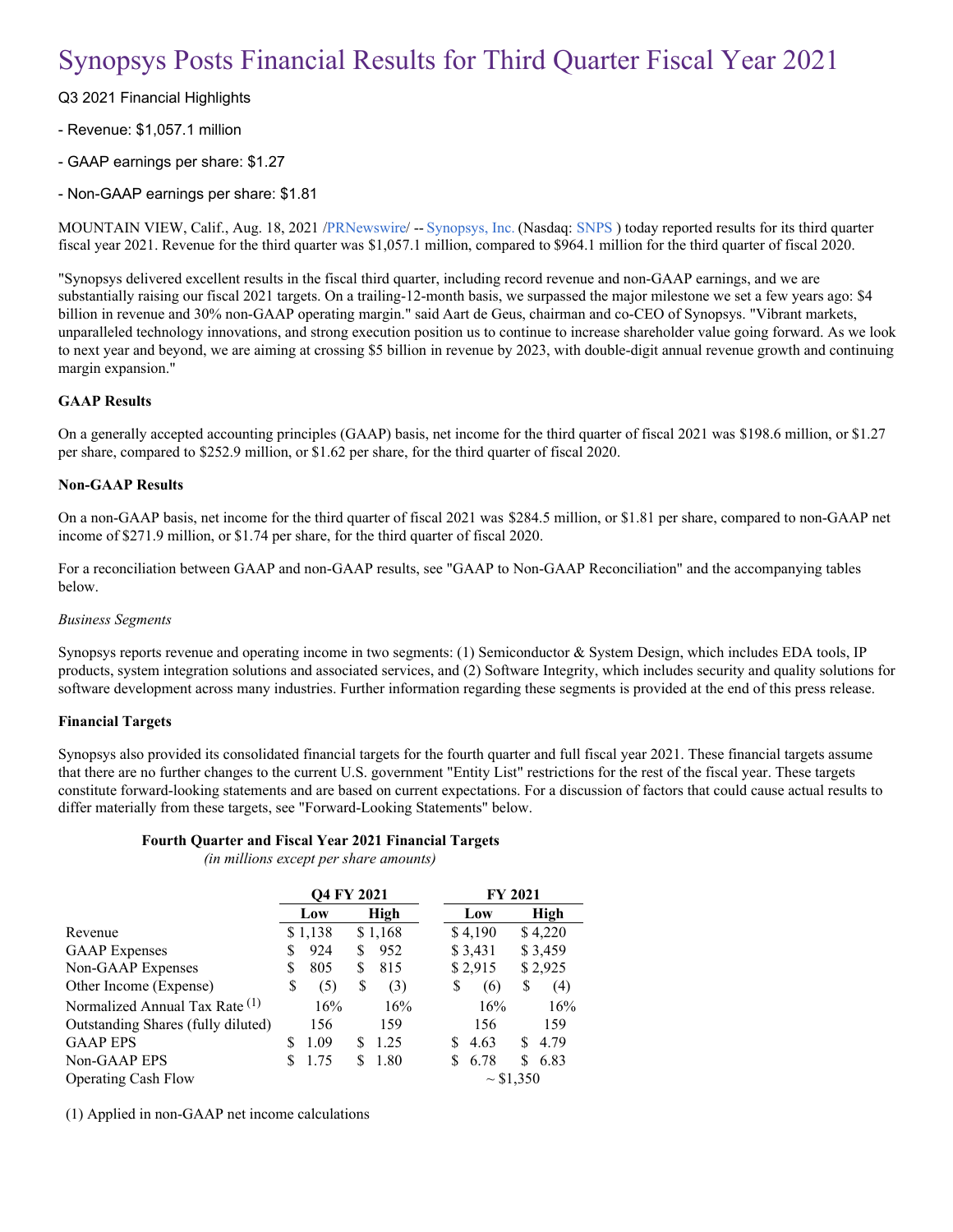# Synopsys Posts Financial Results for Third Quarter Fiscal Year 2021

Q3 2021 Financial Highlights

- Revenue: $1,057.1 million
- GAAP earnings per share: $1.27
- Non-GAAP earnings per share: $1.81

MOUNTAIN VIEW, Calif., Aug. 18, 2021 /PRNewswire/ -- Synopsys, Inc. (Nasdaq: SNPS ) today reported results for its third quarter fiscal year 2021. Revenue for the third quarter was $1,057.1 million, compared to $964.1 million for the third quarter of fiscal 2020.

"Synopsys delivered excellent results in the fiscal third quarter, including record revenue and non-GAAP earnings, and we are substantially raising our fiscal 2021 targets. On a trailing-12-month basis, we surpassed the major milestone we set a few years ago: $4 billion in revenue and 30% non-GAAP operating margin." said Aart de Geus, chairman and co-CEO of Synopsys. "Vibrant markets, unparalleled technology innovations, and strong execution position us to continue to increase shareholder value going forward. As we look to next year and beyond, we are aiming at crossing $5 billion in revenue by 2023, with double-digit annual revenue growth and continuing margin expansion."

**GAAP Results**

On a generally accepted accounting principles (GAAP) basis, net income for the third quarter of fiscal 2021 was $198.6 million, or $1.27 per share, compared to $252.9 million, or $1.62 per share, for the third quarter of fiscal 2020.

**Non-GAAP Results**

On a non-GAAP basis, net income for the third quarter of fiscal 2021 was $284.5 million, or $1.81 per share, compared to non-GAAP net income of $271.9 million, or $1.74 per share, for the third quarter of fiscal 2020.

For a reconciliation between GAAP and non-GAAP results, see "GAAP to Non-GAAP Reconciliation" and the accompanying tables below.

*Business Segments*

Synopsys reports revenue and operating income in two segments: (1) Semiconductor & System Design, which includes EDA tools, IP products, system integration solutions and associated services, and (2) Software Integrity, which includes security and quality solutions for software development across many industries. Further information regarding these segments is provided at the end of this press release.

**Financial Targets**

Synopsys also provided its consolidated financial targets for the fourth quarter and full fiscal year 2021. These financial targets assume that there are no further changes to the current U.S. government "Entity List" restrictions for the rest of the fiscal year. These targets constitute forward-looking statements and are based on current expectations. For a discussion of factors that could cause actual results to differ materially from these targets, see "Forward-Looking Statements" below.

**Fourth Quarter and Fiscal Year 2021 Financial Targets**
*(in millions except per share amounts)*

| | Q4 FY 2021 | | FY 2021 | |
|---|---|---|---|---|
| | Low | High | Low | High |
| Revenue | $ 1,138 | $ 1,168 | $ 4,190 | $ 4,220 |
| GAAP Expenses | $ 924 | $ 952 | $ 3,431 | $ 3,459 |
| Non-GAAP Expenses | $ 805 | $ 815 | $ 2,915 | $ 2,925 |
| Other Income (Expense) | $ (5) | $ (3) | $ (6) | $ (4) |
| Normalized Annual Tax Rate (1) | 16% | 16% | 16% | 16% |
| Outstanding Shares (fully diluted) | 156 | 159 | 156 | 159 |
| GAAP EPS | $ 1.09 | $ 1.25 | $ 4.63 | $ 4.79 |
| Non-GAAP EPS | $ 1.75 | $ 1.80 | $ 6.78 | $ 6.83 |
| Operating Cash Flow | | | ~ $1,350 | |

(1) Applied in non-GAAP net income calculations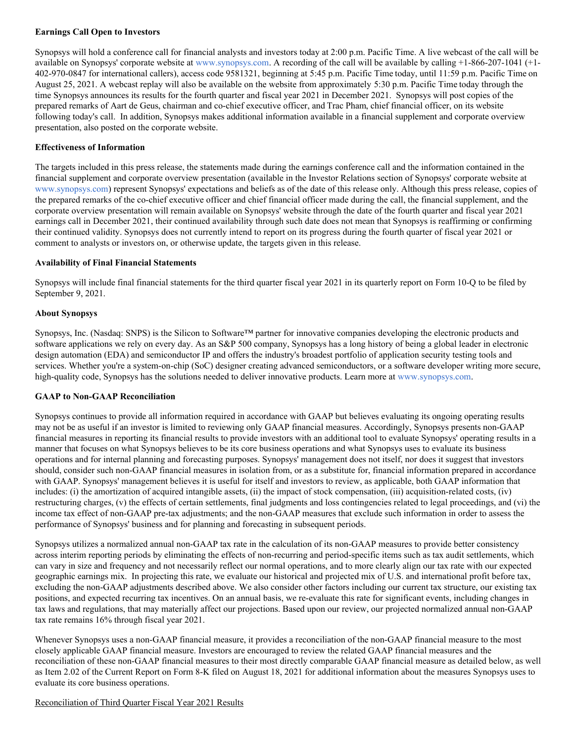**Earnings Call Open to Investors**

Synopsys will hold a conference call for financial analysts and investors today at 2:00 p.m. Pacific Time. A live webcast of the call will be available on Synopsys' corporate website at www.synopsys.com. A recording of the call will be available by calling +1-866-207-1041 (+1-402-970-0847 for international callers), access code 9581321, beginning at 5:45 p.m. Pacific Time today, until 11:59 p.m. Pacific Time on August 25, 2021. A webcast replay will also be available on the website from approximately 5:30 p.m. Pacific Time today through the time Synopsys announces its results for the fourth quarter and fiscal year 2021 in December 2021. Synopsys will post copies of the prepared remarks of Aart de Geus, chairman and co-chief executive officer, and Trac Pham, chief financial officer, on its website following today's call. In addition, Synopsys makes additional information available in a financial supplement and corporate overview presentation, also posted on the corporate website.

**Effectiveness of Information**

The targets included in this press release, the statements made during the earnings conference call and the information contained in the financial supplement and corporate overview presentation (available in the Investor Relations section of Synopsys' corporate website at www.synopsys.com) represent Synopsys' expectations and beliefs as of the date of this release only. Although this press release, copies of the prepared remarks of the co-chief executive officer and chief financial officer made during the call, the financial supplement, and the corporate overview presentation will remain available on Synopsys' website through the date of the fourth quarter and fiscal year 2021 earnings call in December 2021, their continued availability through such date does not mean that Synopsys is reaffirming or confirming their continued validity. Synopsys does not currently intend to report on its progress during the fourth quarter of fiscal year 2021 or comment to analysts or investors on, or otherwise update, the targets given in this release.

**Availability of Final Financial Statements**

Synopsys will include final financial statements for the third quarter fiscal year 2021 in its quarterly report on Form 10-Q to be filed by September 9, 2021.

**About Synopsys**

Synopsys, Inc. (Nasdaq: SNPS) is the Silicon to Software™ partner for innovative companies developing the electronic products and software applications we rely on every day. As an S&P 500 company, Synopsys has a long history of being a global leader in electronic design automation (EDA) and semiconductor IP and offers the industry's broadest portfolio of application security testing tools and services. Whether you're a system-on-chip (SoC) designer creating advanced semiconductors, or a software developer writing more secure, high-quality code, Synopsys has the solutions needed to deliver innovative products. Learn more at www.synopsys.com.

**GAAP to Non-GAAP Reconciliation**

Synopsys continues to provide all information required in accordance with GAAP but believes evaluating its ongoing operating results may not be as useful if an investor is limited to reviewing only GAAP financial measures. Accordingly, Synopsys presents non-GAAP financial measures in reporting its financial results to provide investors with an additional tool to evaluate Synopsys' operating results in a manner that focuses on what Synopsys believes to be its core business operations and what Synopsys uses to evaluate its business operations and for internal planning and forecasting purposes. Synopsys' management does not itself, nor does it suggest that investors should, consider such non-GAAP financial measures in isolation from, or as a substitute for, financial information prepared in accordance with GAAP. Synopsys' management believes it is useful for itself and investors to review, as applicable, both GAAP information that includes: (i) the amortization of acquired intangible assets, (ii) the impact of stock compensation, (iii) acquisition-related costs, (iv) restructuring charges, (v) the effects of certain settlements, final judgments and loss contingencies related to legal proceedings, and (vi) the income tax effect of non-GAAP pre-tax adjustments; and the non-GAAP measures that exclude such information in order to assess the performance of Synopsys' business and for planning and forecasting in subsequent periods.

Synopsys utilizes a normalized annual non-GAAP tax rate in the calculation of its non-GAAP measures to provide better consistency across interim reporting periods by eliminating the effects of non-recurring and period-specific items such as tax audit settlements, which can vary in size and frequency and not necessarily reflect our normal operations, and to more clearly align our tax rate with our expected geographic earnings mix. In projecting this rate, we evaluate our historical and projected mix of U.S. and international profit before tax, excluding the non-GAAP adjustments described above. We also consider other factors including our current tax structure, our existing tax positions, and expected recurring tax incentives. On an annual basis, we re-evaluate this rate for significant events, including changes in tax laws and regulations, that may materially affect our projections. Based upon our review, our projected normalized annual non-GAAP tax rate remains 16% through fiscal year 2021.

Whenever Synopsys uses a non-GAAP financial measure, it provides a reconciliation of the non-GAAP financial measure to the most closely applicable GAAP financial measure. Investors are encouraged to review the related GAAP financial measures and the reconciliation of these non-GAAP financial measures to their most directly comparable GAAP financial measure as detailed below, as well as Item 2.02 of the Current Report on Form 8-K filed on August 18, 2021 for additional information about the measures Synopsys uses to evaluate its core business operations.

Reconciliation of Third Quarter Fiscal Year 2021 Results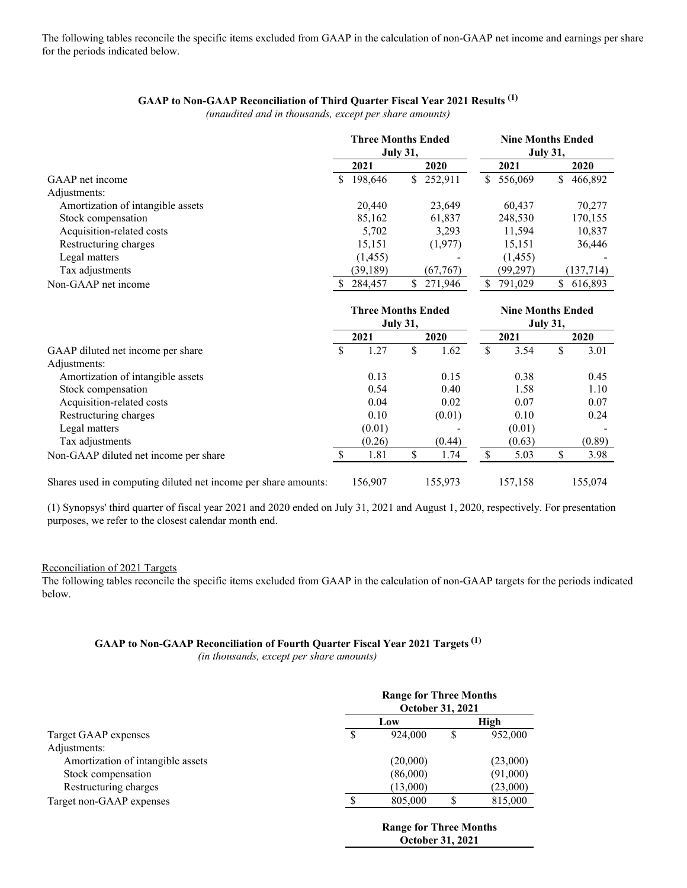The following tables reconcile the specific items excluded from GAAP in the calculation of non-GAAP net income and earnings per share for the periods indicated below.

**GAAP to Non-GAAP Reconciliation of Third Quarter Fiscal Year 2021 Results [(1)]**

*(unaudited and in thousands, except per share amounts)*

| | Three Months Ended July 31, | | Nine Months Ended July 31, | |
|---|---|---|---|---|
| | 2021 | 2020 | 2021 | 2020 |
| GAAP net income | $ 198,646 | $ 252,911 | $ 556,069 | $ 466,892 |
| Adjustments: | | | | |
| Amortization of intangible assets | 20,440 | 23,649 | 60,437 | 70,277 |
| Stock compensation | 85,162 | 61,837 | 248,530 | 170,155 |
| Acquisition-related costs | 5,702 | 3,293 | 11,594 | 10,837 |
| Restructuring charges | 15,151 | (1,977) | 15,151 | 36,446 |
| Legal matters | (1,455) | - | (1,455) | - |
| Tax adjustments | (39,189) | (67,767) | (99,297) | (137,714) |
| Non-GAAP net income | $ 284,457 | $ 271,946 | $ 791,029 | $ 616,893 |

| | Three Months Ended July 31, | | Nine Months Ended July 31, | |
|---|---|---|---|---|
| | 2021 | 2020 | 2021 | 2020 |
| GAAP diluted net income per share | $ 1.27 | $ 1.62 | $ 3.54 | $ 3.01 |
| Adjustments: | | | | |
| Amortization of intangible assets | 0.13 | 0.15 | 0.38 | 0.45 |
| Stock compensation | 0.54 | 0.40 | 1.58 | 1.10 |
| Acquisition-related costs | 0.04 | 0.02 | 0.07 | 0.07 |
| Restructuring charges | 0.10 | (0.01) | 0.10 | 0.24 |
| Legal matters | (0.01) | - | (0.01) | - |
| Tax adjustments | (0.26) | (0.44) | (0.63) | (0.89) |
| Non-GAAP diluted net income per share | $ 1.81 | $ 1.74 | $ 5.03 | $ 3.98 |
| Shares used in computing diluted net income per share amounts: | 156,907 | 155,973 | 157,158 | 155,074 |

(1) Synopsys' third quarter of fiscal year 2021 and 2020 ended on July 31, 2021 and August 1, 2020, respectively. For presentation purposes, we refer to the closest calendar month end.

Reconciliation of 2021 Targets

The following tables reconcile the specific items excluded from GAAP in the calculation of non-GAAP targets for the periods indicated below.

**GAAP to Non-GAAP Reconciliation of Fourth Quarter Fiscal Year 2021 Targets [(1)]**

*(in thousands, except per share amounts)*

| | Range for Three Months October 31, 2021 | |
|---|---|---|
| | Low | High |
| Target GAAP expenses | $ 924,000 | $ 952,000 |
| Adjustments: | | |
| Amortization of intangible assets | (20,000) | (23,000) |
| Stock compensation | (86,000) | (91,000) |
| Restructuring charges | (13,000) | (23,000) |
| Target non-GAAP expenses | $ 805,000 | $ 815,000 |

| | Range for Three Months October 31, 2021 |
|---|---|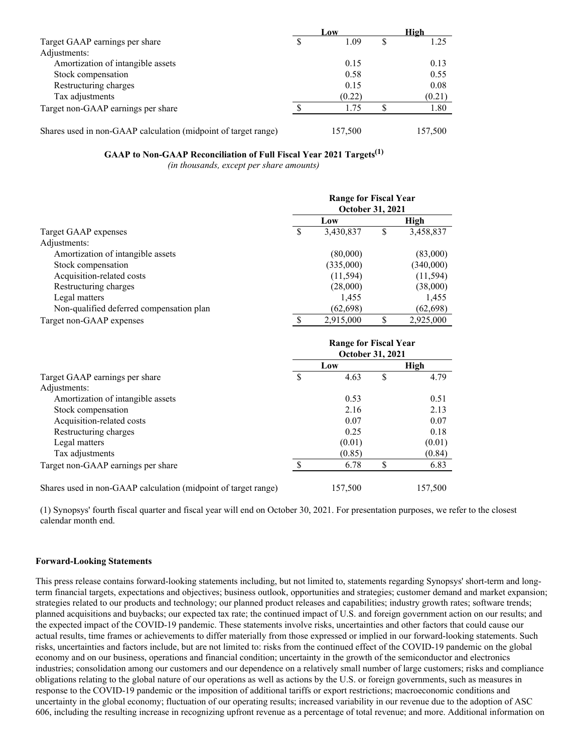| | Low | High |
|---|---|---|
| Target GAAP earnings per share | $ 1.09 | $ 1.25 |
| Adjustments: | | |
| Amortization of intangible assets | 0.15 | 0.13 |
| Stock compensation | 0.58 | 0.55 |
| Restructuring charges | 0.15 | 0.08 |
| Tax adjustments | (0.22) | (0.21) |
| Target non-GAAP earnings per share | $ 1.75 | $ 1.80 |
| | | |
| Shares used in non-GAAP calculation (midpoint of target range) | 157,500 | 157,500 |

**GAAP to Non-GAAP Reconciliation of Full Fiscal Year 2021 Targets[(1)]**

*(in thousands, except per share amounts)*

| | Range for Fiscal Year October 31, 2021 | |
|---|---|---|
| | Low | High |
| Target GAAP expenses | $ 3,430,837 | $ 3,458,837 |
| Adjustments: | | |
| Amortization of intangible assets | (80,000) | (83,000) |
| Stock compensation | (335,000) | (340,000) |
| Acquisition-related costs | (11,594) | (11,594) |
| Restructuring charges | (28,000) | (38,000) |
| Legal matters | 1,455 | 1,455 |
| Non-qualified deferred compensation plan | (62,698) | (62,698) |
| Target non-GAAP expenses | $ 2,915,000 | $ 2,925,000 |

| | Range for Fiscal Year October 31, 2021 | |
|---|---|---|
| | Low | High |
| Target GAAP earnings per share | $ 4.63 | $ 4.79 |
| Adjustments: | | |
| Amortization of intangible assets | 0.53 | 0.51 |
| Stock compensation | 2.16 | 2.13 |
| Acquisition-related costs | 0.07 | 0.07 |
| Restructuring charges | 0.25 | 0.18 |
| Legal matters | (0.01) | (0.01) |
| Tax adjustments | (0.85) | (0.84) |
| Target non-GAAP earnings per share | $ 6.78 | $ 6.83 |
| | | |
| Shares used in non-GAAP calculation (midpoint of target range) | 157,500 | 157,500 |

(1) Synopsys' fourth fiscal quarter and fiscal year will end on October 30, 2021. For presentation purposes, we refer to the closest calendar month end.

**Forward-Looking Statements**

This press release contains forward-looking statements including, but not limited to, statements regarding Synopsys' short-term and long-term financial targets, expectations and objectives; business outlook, opportunities and strategies; customer demand and market expansion; strategies related to our products and technology; our planned product releases and capabilities; industry growth rates; software trends; planned acquisitions and buybacks; our expected tax rate; the continued impact of U.S. and foreign government action on our results; and the expected impact of the COVID-19 pandemic. These statements involve risks, uncertainties and other factors that could cause our actual results, time frames or achievements to differ materially from those expressed or implied in our forward-looking statements. Such risks, uncertainties and factors include, but are not limited to: risks from the continued effect of the COVID-19 pandemic on the global economy and on our business, operations and financial condition; uncertainty in the growth of the semiconductor and electronics industries; consolidation among our customers and our dependence on a relatively small number of large customers; risks and compliance obligations relating to the global nature of our operations as well as actions by the U.S. or foreign governments, such as measures in response to the COVID-19 pandemic or the imposition of additional tariffs or export restrictions; macroeconomic conditions and uncertainty in the global economy; fluctuation of our operating results; increased variability in our revenue due to the adoption of ASC 606, including the resulting increase in recognizing upfront revenue as a percentage of total revenue; and more. Additional information on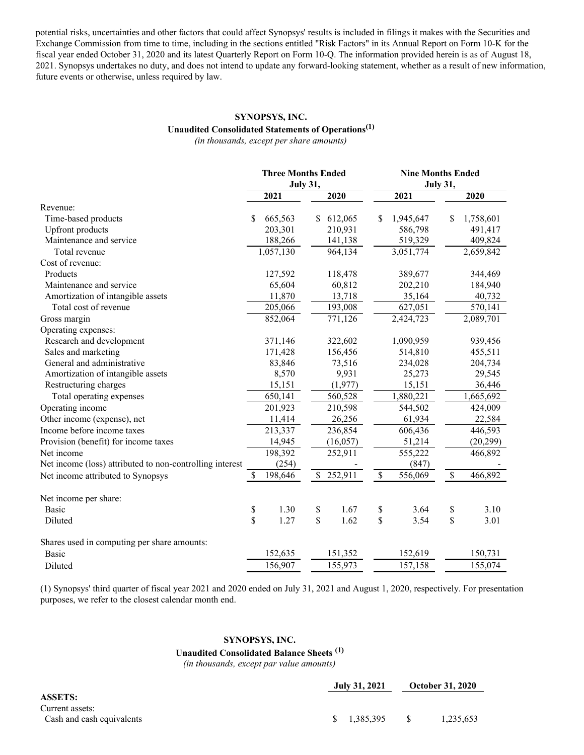potential risks, uncertainties and other factors that could affect Synopsys' results is included in filings it makes with the Securities and Exchange Commission from time to time, including in the sections entitled "Risk Factors" in its Annual Report on Form 10-K for the fiscal year ended October 31, 2020 and its latest Quarterly Report on Form 10-Q. The information provided herein is as of August 18, 2021. Synopsys undertakes no duty, and does not intend to update any forward-looking statement, whether as a result of new information, future events or otherwise, unless required by law.

**SYNOPSYS, INC.**

**Unaudited Consolidated Statements of Operations[(1)]**

*(in thousands, except per share amounts)*

| | Three Months Ended July 31, | | Nine Months Ended July 31, | |
|---|---|---|---|---|
| | 2021 | 2020 | 2021 | 2020 |
| Revenue: | | | | |
| Time-based products | $ 665,563 | $ 612,065 | $ 1,945,647 | $ 1,758,601 |
| Upfront products | 203,301 | 210,931 | 586,798 | 491,417 |
| Maintenance and service | 188,266 | 141,138 | 519,329 | 409,824 |
| Total revenue | 1,057,130 | 964,134 | 3,051,774 | 2,659,842 |
| Cost of revenue: | | | | |
| Products | 127,592 | 118,478 | 389,677 | 344,469 |
| Maintenance and service | 65,604 | 60,812 | 202,210 | 184,940 |
| Amortization of intangible assets | 11,870 | 13,718 | 35,164 | 40,732 |
| Total cost of revenue | 205,066 | 193,008 | 627,051 | 570,141 |
| Gross margin | 852,064 | 771,126 | 2,424,723 | 2,089,701 |
| Operating expenses: | | | | |
| Research and development | 371,146 | 322,602 | 1,090,959 | 939,456 |
| Sales and marketing | 171,428 | 156,456 | 514,810 | 455,511 |
| General and administrative | 83,846 | 73,516 | 234,028 | 204,734 |
| Amortization of intangible assets | 8,570 | 9,931 | 25,273 | 29,545 |
| Restructuring charges | 15,151 | (1,977) | 15,151 | 36,446 |
| Total operating expenses | 650,141 | 560,528 | 1,880,221 | 1,665,692 |
| Operating income | 201,923 | 210,598 | 544,502 | 424,009 |
| Other income (expense), net | 11,414 | 26,256 | 61,934 | 22,584 |
| Income before income taxes | 213,337 | 236,854 | 606,436 | 446,593 |
| Provision (benefit) for income taxes | 14,945 | (16,057) | 51,214 | (20,299) |
| Net income | 198,392 | 252,911 | 555,222 | 466,892 |
| Net income (loss) attributed to non-controlling interest | (254) | - | (847) | - |
| Net income attributed to Synopsys | $ 198,646 | $ 252,911 | $ 556,069 | $ 466,892 |
| | | | | |
| Net income per share: | | | | |
| Basic | $ 1.30 | $ 1.67 | $ 3.64 | $ 3.10 |
| Diluted | $ 1.27 | $ 1.62 | $ 3.54 | $ 3.01 |
| | | | | |
| Shares used in computing per share amounts: | | | | |
| Basic | 152,635 | 151,352 | 152,619 | 150,731 |
| Diluted | 156,907 | 155,973 | 157,158 | 155,074 |

(1) Synopsys' third quarter of fiscal year 2021 and 2020 ended on July 31, 2021 and August 1, 2020, respectively. For presentation purposes, we refer to the closest calendar month end.

**SYNOPSYS, INC.**

**Unaudited Consolidated Balance Sheets [(1)]**

*(in thousands, except par value amounts)*

| | July 31, 2021 | October 31, 2020 |
|---|---|---|
| **ASSETS:** | | |
| Current assets: | | |
| Cash and cash equivalents | $ 1,385,395 | $ 1,235,653 |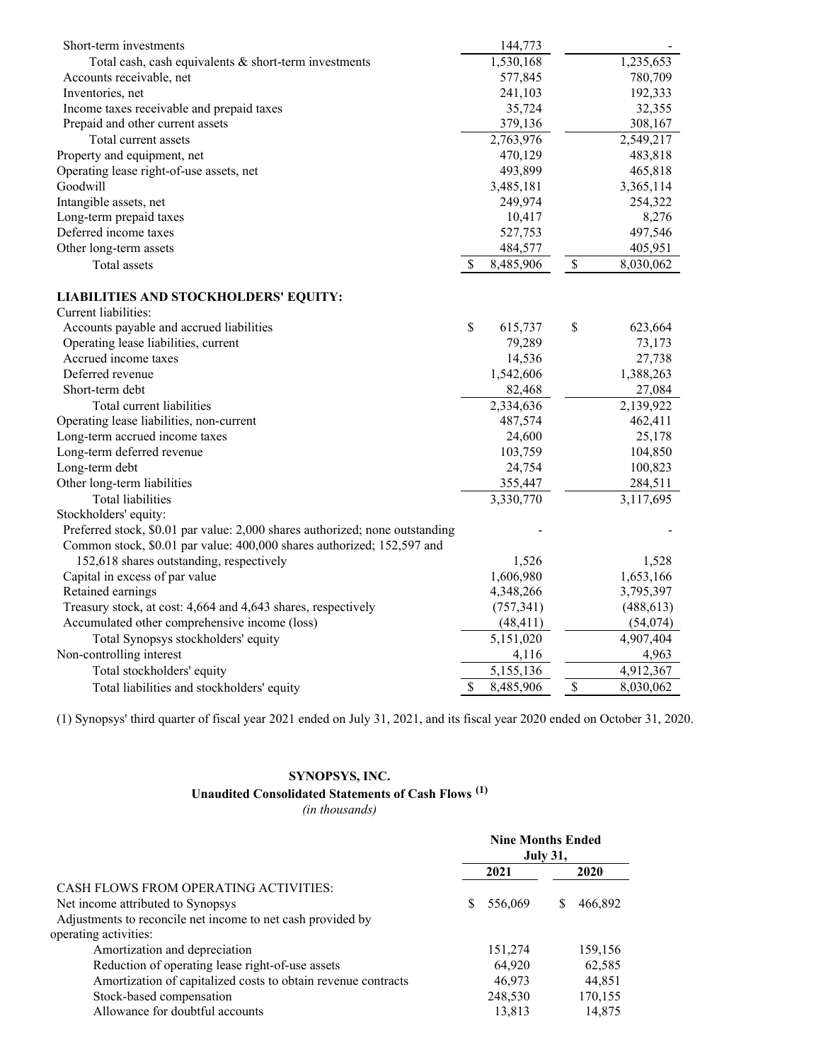| | | |
|---|---|---|
| Short-term investments | 144,773 | - |
| Total cash, cash equivalents & short-term investments | 1,530,168 | 1,235,653 |
| Accounts receivable, net | 577,845 | 780,709 |
| Inventories, net | 241,103 | 192,333 |
| Income taxes receivable and prepaid taxes | 35,724 | 32,355 |
| Prepaid and other current assets | 379,136 | 308,167 |
| Total current assets | 2,763,976 | 2,549,217 |
| Property and equipment, net | 470,129 | 483,818 |
| Operating lease right-of-use assets, net | 493,899 | 465,818 |
| Goodwill | 3,485,181 | 3,365,114 |
| Intangible assets, net | 249,974 | 254,322 |
| Long-term prepaid taxes | 10,417 | 8,276 |
| Deferred income taxes | 527,753 | 497,546 |
| Other long-term assets | 484,577 | 405,951 |
| Total assets | $ 8,485,906 | $ 8,030,062 |
| | | |
| **LIABILITIES AND STOCKHOLDERS' EQUITY:** | | |
| Current liabilities: | | |
| Accounts payable and accrued liabilities | $ 615,737 | $ 623,664 |
| Operating lease liabilities, current | 79,289 | 73,173 |
| Accrued income taxes | 14,536 | 27,738 |
| Deferred revenue | 1,542,606 | 1,388,263 |
| Short-term debt | 82,468 | 27,084 |
| Total current liabilities | 2,334,636 | 2,139,922 |
| Operating lease liabilities, non-current | 487,574 | 462,411 |
| Long-term accrued income taxes | 24,600 | 25,178 |
| Long-term deferred revenue | 103,759 | 104,850 |
| Long-term debt | 24,754 | 100,823 |
| Other long-term liabilities | 355,447 | 284,511 |
| Total liabilities | 3,330,770 | 3,117,695 |
| Stockholders' equity: | | |
| Preferred stock, $0.01 par value: 2,000 shares authorized; none outstanding | - | - |
| Common stock, $0.01 par value: 400,000 shares authorized; 152,597 and 152,618 shares outstanding, respectively | 1,526 | 1,528 |
| Capital in excess of par value | 1,606,980 | 1,653,166 |
| Retained earnings | 4,348,266 | 3,795,397 |
| Treasury stock, at cost: 4,664 and 4,643 shares, respectively | (757,341) | (488,613) |
| Accumulated other comprehensive income (loss) | (48,411) | (54,074) |
| Total Synopsys stockholders' equity | 5,151,020 | 4,907,404 |
| Non-controlling interest | 4,116 | 4,963 |
| Total stockholders' equity | 5,155,136 | 4,912,367 |
| Total liabilities and stockholders' equity | $ 8,485,906 | $ 8,030,062 |

(1) Synopsys' third quarter of fiscal year 2021 ended on July 31, 2021, and its fiscal year 2020 ended on October 31, 2020.

**SYNOPSYS, INC.**

**Unaudited Consolidated Statements of Cash Flows (1)**

*(in thousands)*

| | Nine Months Ended July 31, | |
|---|---|---|
| | **2021** | **2020** |
| CASH FLOWS FROM OPERATING ACTIVITIES: | | |
| Net income attributed to Synopsys | $ 556,069 | $ 466,892 |
| Adjustments to reconcile net income to net cash provided by operating activities: | | |
| Amortization and depreciation | 151,274 | 159,156 |
| Reduction of operating lease right-of-use assets | 64,920 | 62,585 |
| Amortization of capitalized costs to obtain revenue contracts | 46,973 | 44,851 |
| Stock-based compensation | 248,530 | 170,155 |
| Allowance for doubtful accounts | 13,813 | 14,875 |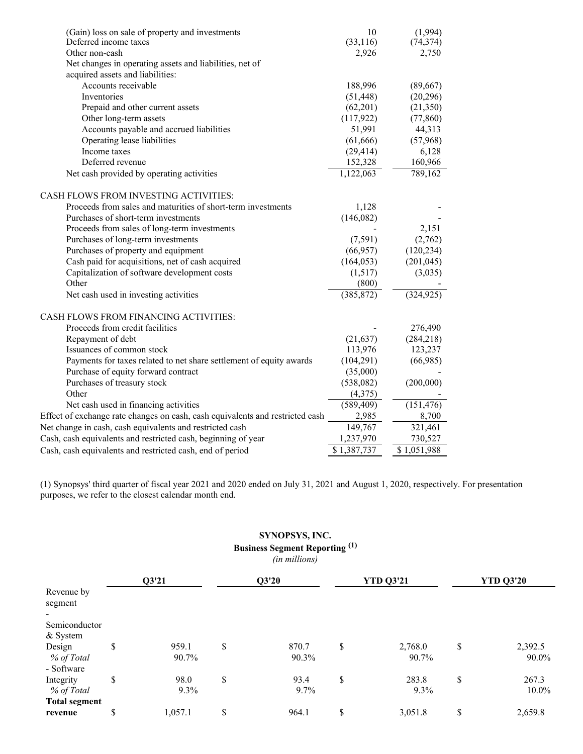| | | |
|---|---|---|
| (Gain) loss on sale of property and investments | 10 | (1,994) |
| Deferred income taxes | (33,116) | (74,374) |
| Other non-cash | 2,926 | 2,750 |
| Net changes in operating assets and liabilities, net of acquired assets and liabilities: | | |
| Accounts receivable | 188,996 | (89,667) |
| Inventories | (51,448) | (20,296) |
| Prepaid and other current assets | (62,201) | (21,350) |
| Other long-term assets | (117,922) | (77,860) |
| Accounts payable and accrued liabilities | 51,991 | 44,313 |
| Operating lease liabilities | (61,666) | (57,968) |
| Income taxes | (29,414) | 6,128 |
| Deferred revenue | 152,328 | 160,966 |
| Net cash provided by operating activities | 1,122,063 | 789,162 |
| CASH FLOWS FROM INVESTING ACTIVITIES: | | |
| Proceeds from sales and maturities of short-term investments | 1,128 | - |
| Purchases of short-term investments | (146,082) | - |
| Proceeds from sales of long-term investments | - | 2,151 |
| Purchases of long-term investments | (7,591) | (2,762) |
| Purchases of property and equipment | (66,957) | (120,234) |
| Cash paid for acquisitions, net of cash acquired | (164,053) | (201,045) |
| Capitalization of software development costs | (1,517) | (3,035) |
| Other | (800) | - |
| Net cash used in investing activities | (385,872) | (324,925) |
| CASH FLOWS FROM FINANCING ACTIVITIES: | | |
| Proceeds from credit facilities | - | 276,490 |
| Repayment of debt | (21,637) | (284,218) |
| Issuances of common stock | 113,976 | 123,237 |
| Payments for taxes related to net share settlement of equity awards | (104,291) | (66,985) |
| Purchase of equity forward contract | (35,000) | - |
| Purchases of treasury stock | (538,082) | (200,000) |
| Other | (4,375) | - |
| Net cash used in financing activities | (589,409) | (151,476) |
| Effect of exchange rate changes on cash, cash equivalents and restricted cash | 2,985 | 8,700 |
| Net change in cash, cash equivalents and restricted cash | 149,767 | 321,461 |
| Cash, cash equivalents and restricted cash, beginning of year | 1,237,970 | 730,527 |
| Cash, cash equivalents and restricted cash, end of period | $ 1,387,737 | $ 1,051,988 |

(1) Synopsys' third quarter of fiscal year 2021 and 2020 ended on July 31, 2021 and August 1, 2020, respectively. For presentation purposes, we refer to the closest calendar month end.

**SYNOPSYS, INC.**
**Business Segment Reporting (1)**
*(in millions)*

| | Q3'21 | Q3'20 | YTD Q3'21 | YTD Q3'20 |
|---|---|---|---|---|
| Revenue by segment | | | | |
| - Semiconductor & System Design | $ 959.1 | $ 870.7 | $ 2,768.0 | $ 2,392.5 |
| *% of Total* | 90.7% | 90.3% | 90.7% | 90.0% |
| - Software Integrity | $ 98.0 | $ 93.4 | $ 283.8 | $ 267.3 |
| *% of Total* | 9.3% | 9.7% | 9.3% | 10.0% |
| **Total segment revenue** | $ 1,057.1 | $ 964.1 | $ 3,051.8 | $ 2,659.8 |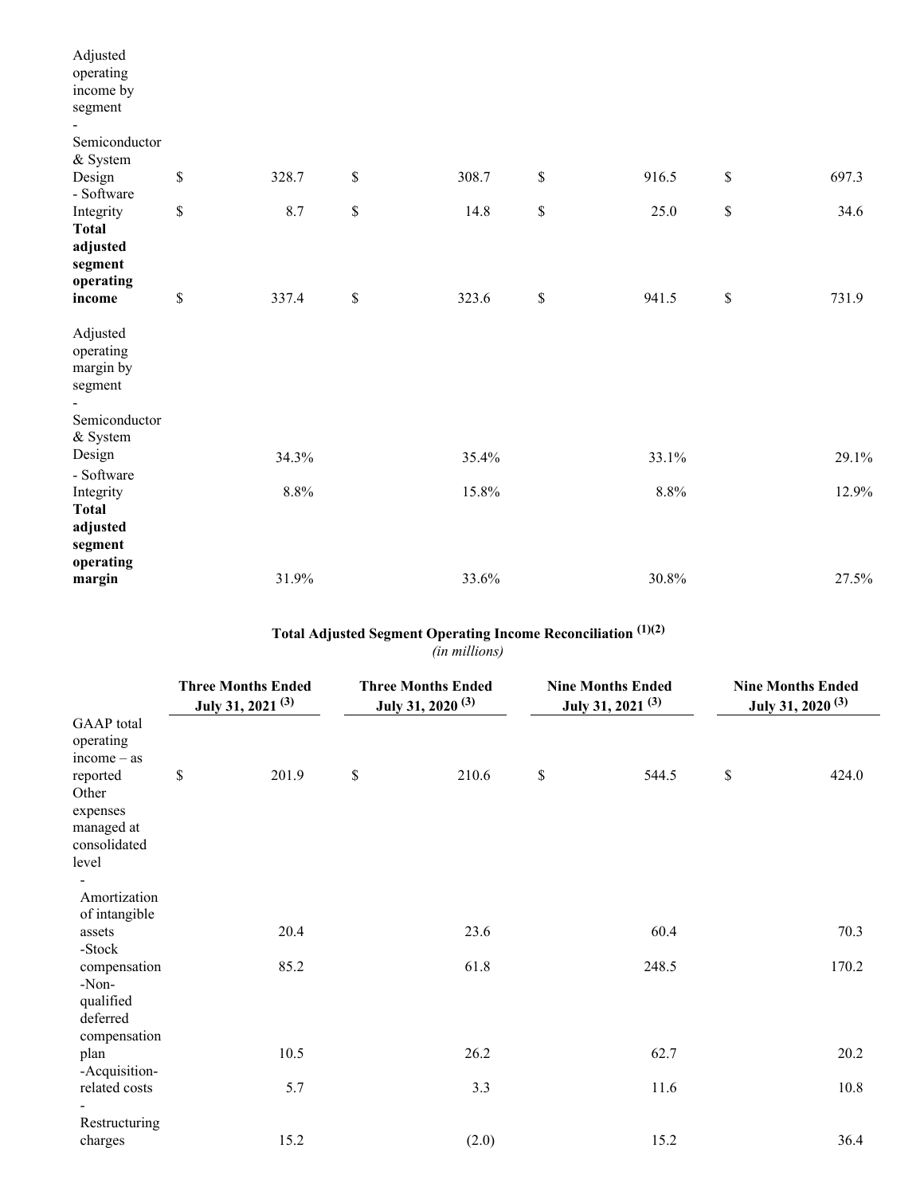| | | | | | | | | |
|---|---|---|---|---|---|---|---|---|
| Adjusted operating income by segment | | | | | | | | |
| - Semiconductor & System Design | $ | 328.7 | $ | 308.7 | $ | 916.5 | $ | 697.3 |
| - Software Integrity | $ | 8.7 | $ | 14.8 | $ | 25.0 | $ | 34.6 |
| **Total adjusted segment operating income** | $ | 337.4 | $ | 323.6 | $ | 941.5 | $ | 731.9 |
| Adjusted operating margin by segment | | | | | | | | |
| - Semiconductor & System Design | | 34.3% | | 35.4% | | 33.1% | | 29.1% |
| - Software Integrity | | 8.8% | | 15.8% | | 8.8% | | 12.9% |
| **Total adjusted segment operating margin** | | 31.9% | | 33.6% | | 30.8% | | 27.5% |

**Total Adjusted Segment Operating Income Reconciliation (1)(2)**

*(in millions)*

| | **Three Months Ended July 31, 2021 (3)** | | **Three Months Ended July 31, 2020 (3)** | | **Nine Months Ended July 31, 2021 (3)** | | **Nine Months Ended July 31, 2020 (3)** | |
|---|---|---|---|---|---|---|---|---|
| GAAP total operating income – as reported | $ | 201.9 | $ | 210.6 | $ | 544.5 | $ | 424.0 |
| Other expenses managed at consolidated level | | | | | | | | |
| - Amortization of intangible assets | | 20.4 | | 23.6 | | 60.4 | | 70.3 |
| -Stock compensation | | 85.2 | | 61.8 | | 248.5 | | 170.2 |
| -Non-qualified deferred compensation plan | | 10.5 | | 26.2 | | 62.7 | | 20.2 |
| -Acquisition-related costs | | 5.7 | | 3.3 | | 11.6 | | 10.8 |
| - Restructuring charges | | 15.2 | | (2.0) | | 15.2 | | 36.4 |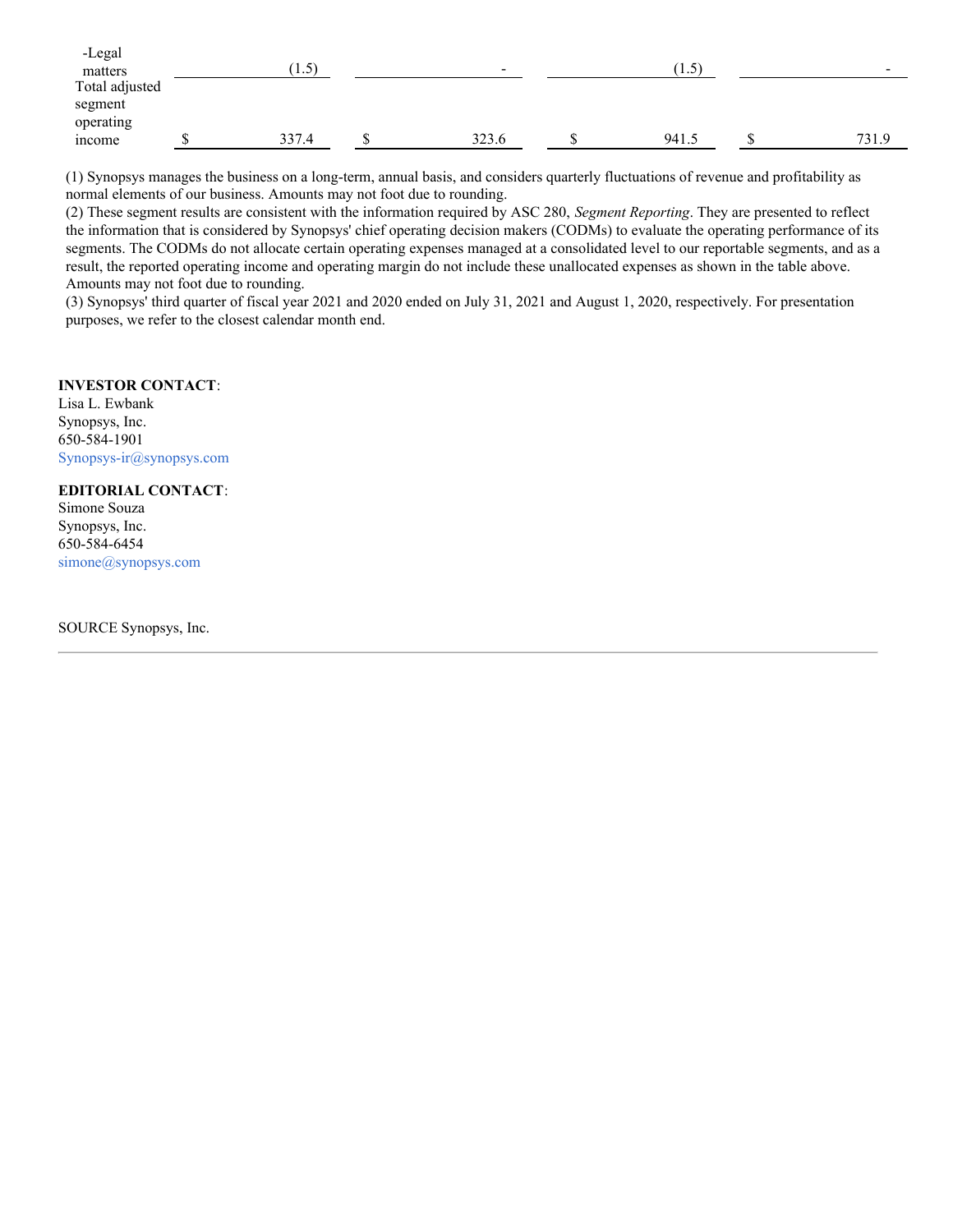| | | | | |
|---|---|---|---|---|
| -Legal matters | (1.5) | - | (1.5) | - |
| Total adjusted segment operating income | $ 337.4 | $ 323.6 | $ 941.5 | $ 731.9 |

(1) Synopsys manages the business on a long-term, annual basis, and considers quarterly fluctuations of revenue and profitability as normal elements of our business. Amounts may not foot due to rounding.
(2) These segment results are consistent with the information required by ASC 280, *Segment Reporting*. They are presented to reflect the information that is considered by Synopsys' chief operating decision makers (CODMs) to evaluate the operating performance of its segments. The CODMs do not allocate certain operating expenses managed at a consolidated level to our reportable segments, and as a result, the reported operating income and operating margin do not include these unallocated expenses as shown in the table above. Amounts may not foot due to rounding.
(3) Synopsys' third quarter of fiscal year 2021 and 2020 ended on July 31, 2021 and August 1, 2020, respectively. For presentation purposes, we refer to the closest calendar month end.

**INVESTOR CONTACT**:
Lisa L. Ewbank
Synopsys, Inc.
650-584-1901
Synopsys-ir@synopsys.com

**EDITORIAL CONTACT**:
Simone Souza
Synopsys, Inc.
650-584-6454
simone@synopsys.com

SOURCE Synopsys, Inc.